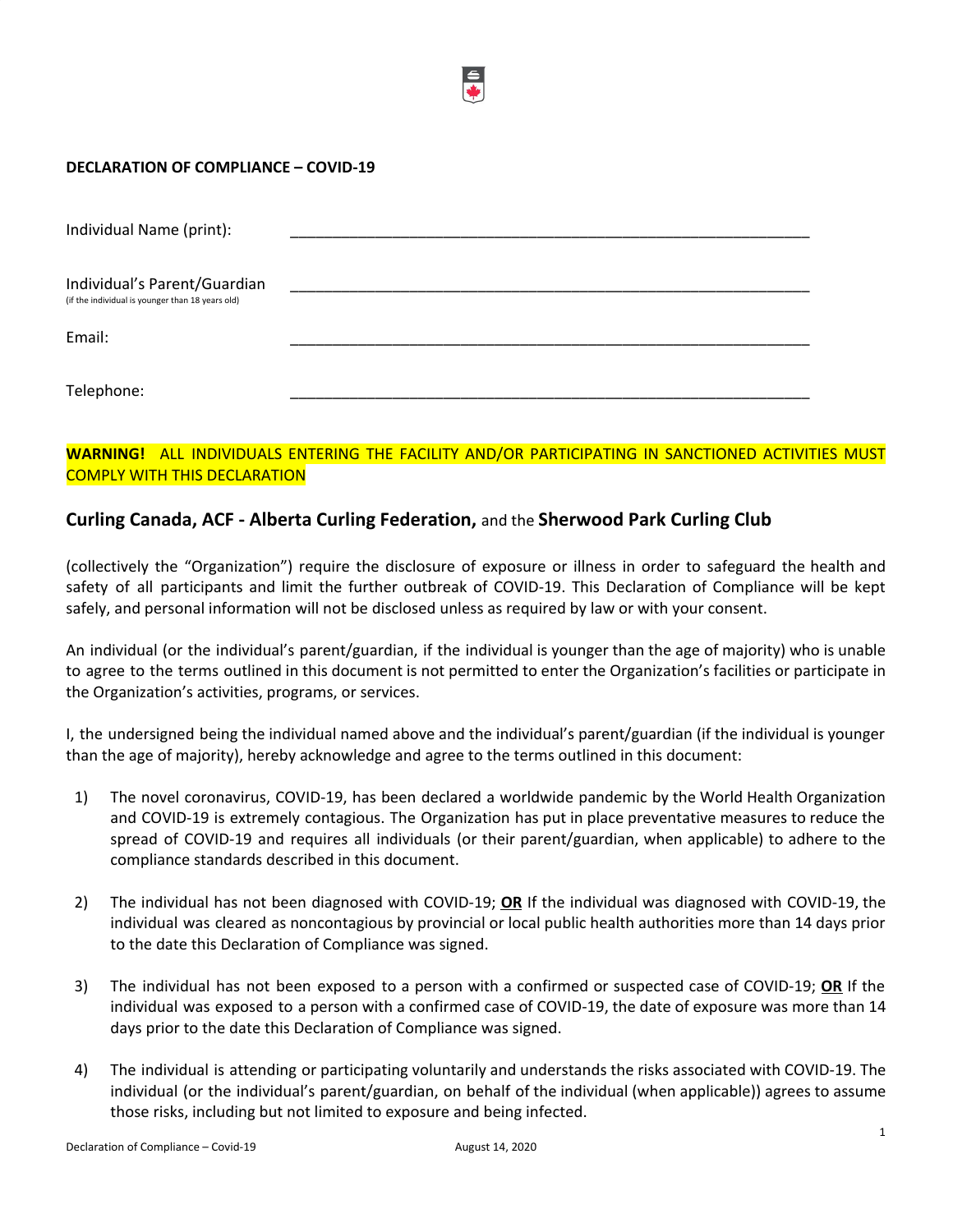**DECLARATION OF COMPLIANCE – COVID-19**

Individual Name (print): ______________________________________________

Individual's Parent/Guardian (if the individual is younger than 18 years old) ______________________________________________

Email: ______________________________________________

Telephone: ______________________________________________

**WARNING!** ALL INDIVIDUALS ENTERING THE FACILITY AND/OR PARTICIPATING IN SANCTIONED ACTIVITIES MUST COMPLY WITH THIS DECLARATION

## **Curling Canada, ACF - Alberta Curling Federation,** and the **Sherwood Park Curling Club**

(collectively the "Organization") require the disclosure of exposure or illness in order to safeguard the health and safety of all participants and limit the further outbreak of COVID-19. This Declaration of Compliance will be kept safely, and personal information will not be disclosed unless as required by law or with your consent.

An individual (or the individual's parent/guardian, if the individual is younger than the age of majority) who is unable to agree to the terms outlined in this document is not permitted to enter the Organization's facilities or participate in the Organization's activities, programs, or services.

I, the undersigned being the individual named above and the individual's parent/guardian (if the individual is younger than the age of majority), hereby acknowledge and agree to the terms outlined in this document:

1) The novel coronavirus, COVID-19, has been declared a worldwide pandemic by the World Health Organization and COVID-19 is extremely contagious. The Organization has put in place preventative measures to reduce the spread of COVID-19 and requires all individuals (or their parent/guardian, when applicable) to adhere to the compliance standards described in this document.

2) The individual has not been diagnosed with COVID-19; **OR** If the individual was diagnosed with COVID-19, the individual was cleared as noncontagious by provincial or local public health authorities more than 14 days prior to the date this Declaration of Compliance was signed.

3) The individual has not been exposed to a person with a confirmed or suspected case of COVID-19; **OR** If the individual was exposed to a person with a confirmed case of COVID-19, the date of exposure was more than 14 days prior to the date this Declaration of Compliance was signed.

4) The individual is attending or participating voluntarily and understands the risks associated with COVID-19. The individual (or the individual's parent/guardian, on behalf of the individual (when applicable)) agrees to assume those risks, including but not limited to exposure and being infected.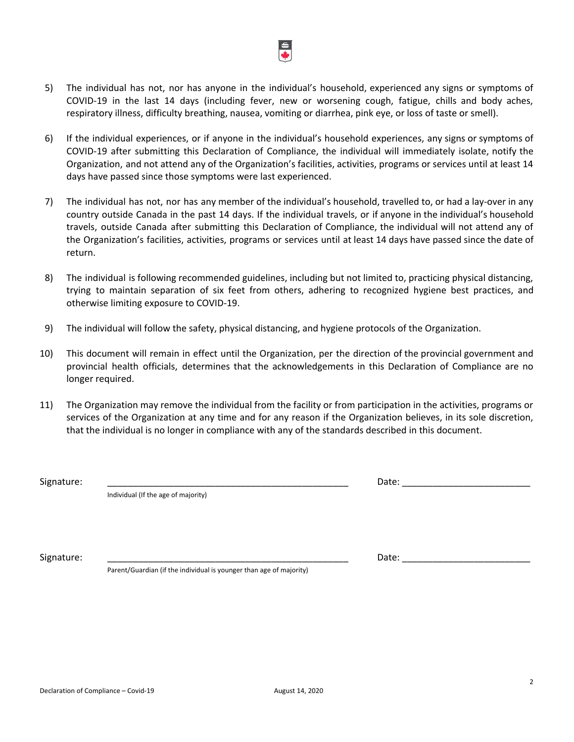5) The individual has not, nor has anyone in the individual's household, experienced any signs or symptoms of COVID-19 in the last 14 days (including fever, new or worsening cough, fatigue, chills and body aches, respiratory illness, difficulty breathing, nausea, vomiting or diarrhea, pink eye, or loss of taste or smell).

6) If the individual experiences, or if anyone in the individual's household experiences, any signs or symptoms of COVID-19 after submitting this Declaration of Compliance, the individual will immediately isolate, notify the Organization, and not attend any of the Organization's facilities, activities, programs or services until at least 14 days have passed since those symptoms were last experienced.

7) The individual has not, nor has any member of the individual's household, travelled to, or had a lay-over in any country outside Canada in the past 14 days. If the individual travels, or if anyone in the individual's household travels, outside Canada after submitting this Declaration of Compliance, the individual will not attend any of the Organization's facilities, activities, programs or services until at least 14 days have passed since the date of return.

8) The individual is following recommended guidelines, including but not limited to, practicing physical distancing, trying to maintain separation of six feet from others, adhering to recognized hygiene best practices, and otherwise limiting exposure to COVID-19.

9) The individual will follow the safety, physical distancing, and hygiene protocols of the Organization.

10) This document will remain in effect until the Organization, per the direction of the provincial government and provincial health officials, determines that the acknowledgements in this Declaration of Compliance are no longer required.

11) The Organization may remove the individual from the facility or from participation in the activities, programs or services of the Organization at any time and for any reason if the Organization believes, in its sole discretion, that the individual is no longer in compliance with any of the standards described in this document.

Signature: ______________________________________________ Date: ________________________

Individual (If the age of majority)

Signature: ______________________________________________ Date: ________________________

Parent/Guardian (if the individual is younger than age of majority)